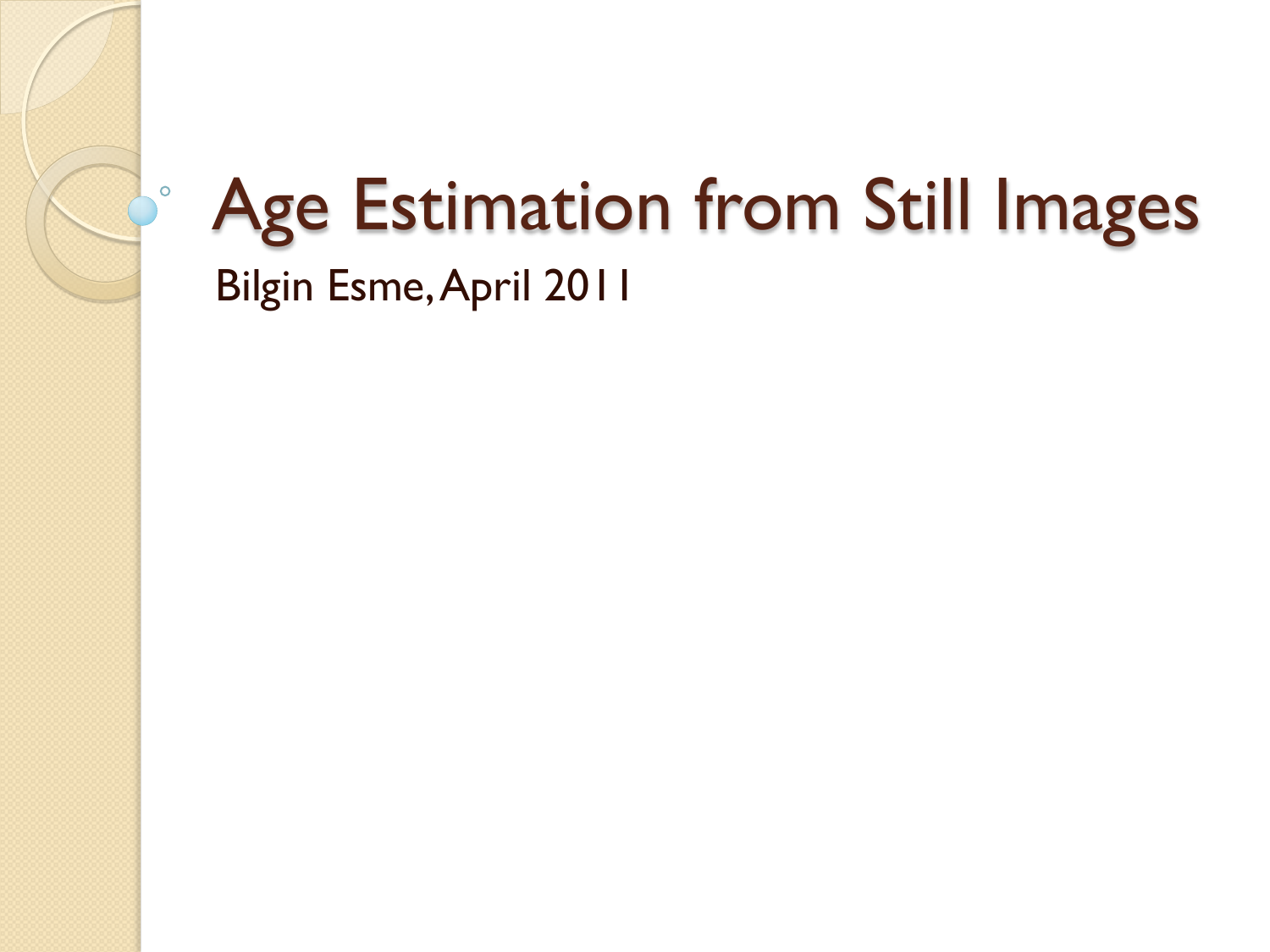# Age Estimation from Still Images

Bilgin Esme, April 2011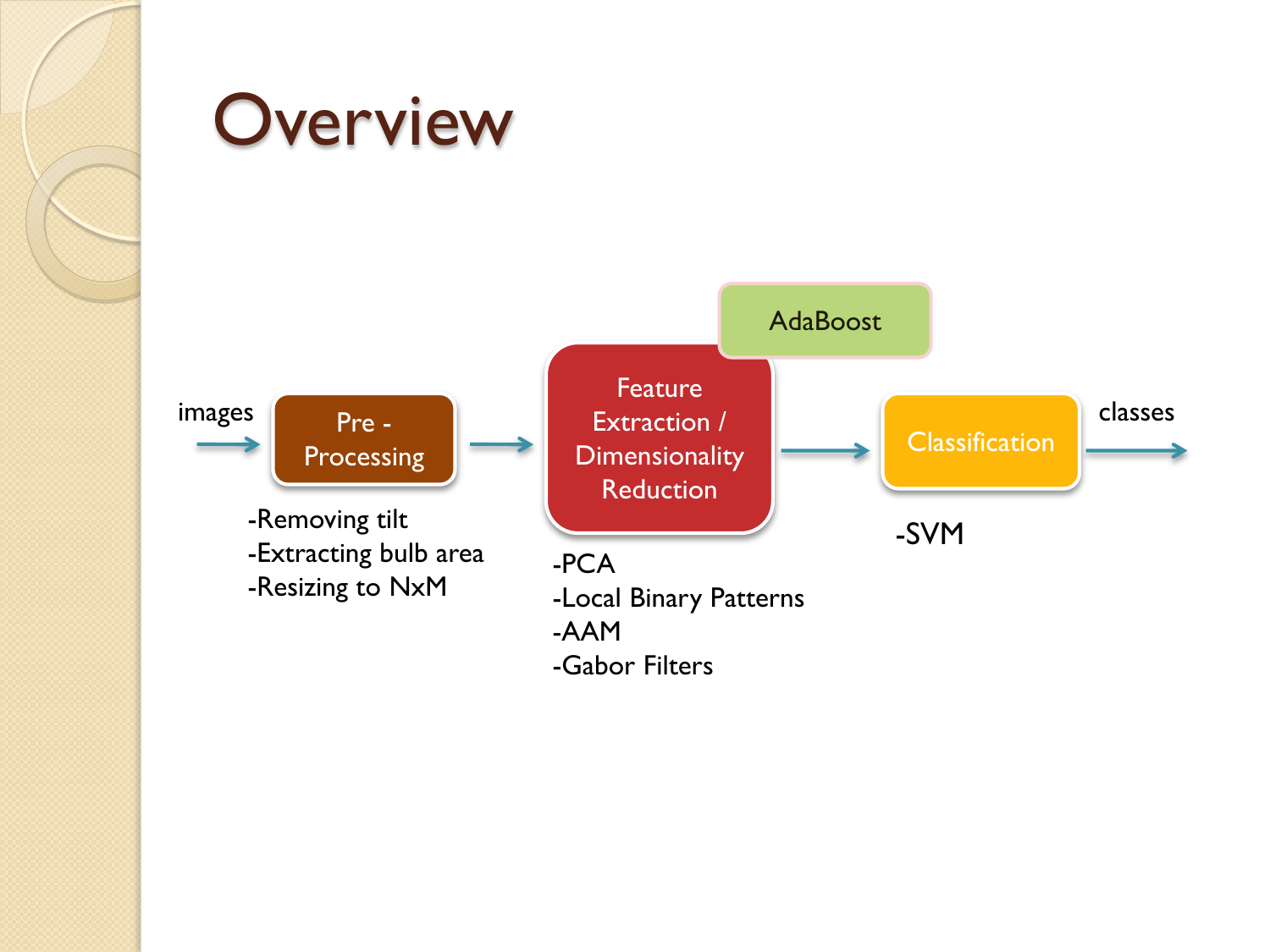# Overview

images → **Pre - Processing** → **Feature Extraction / Dimensionality Reduction** (AdaBoost) → **Classification** → classes

**Pre - Processing**
- -Removing tilt
- -Extracting bulb area
- -Resizing to NxM

**Feature Extraction / Dimensionality Reduction**
- -PCA
- -Local Binary Patterns
- -AAM
- -Gabor Filters

**Classification**
- -SVM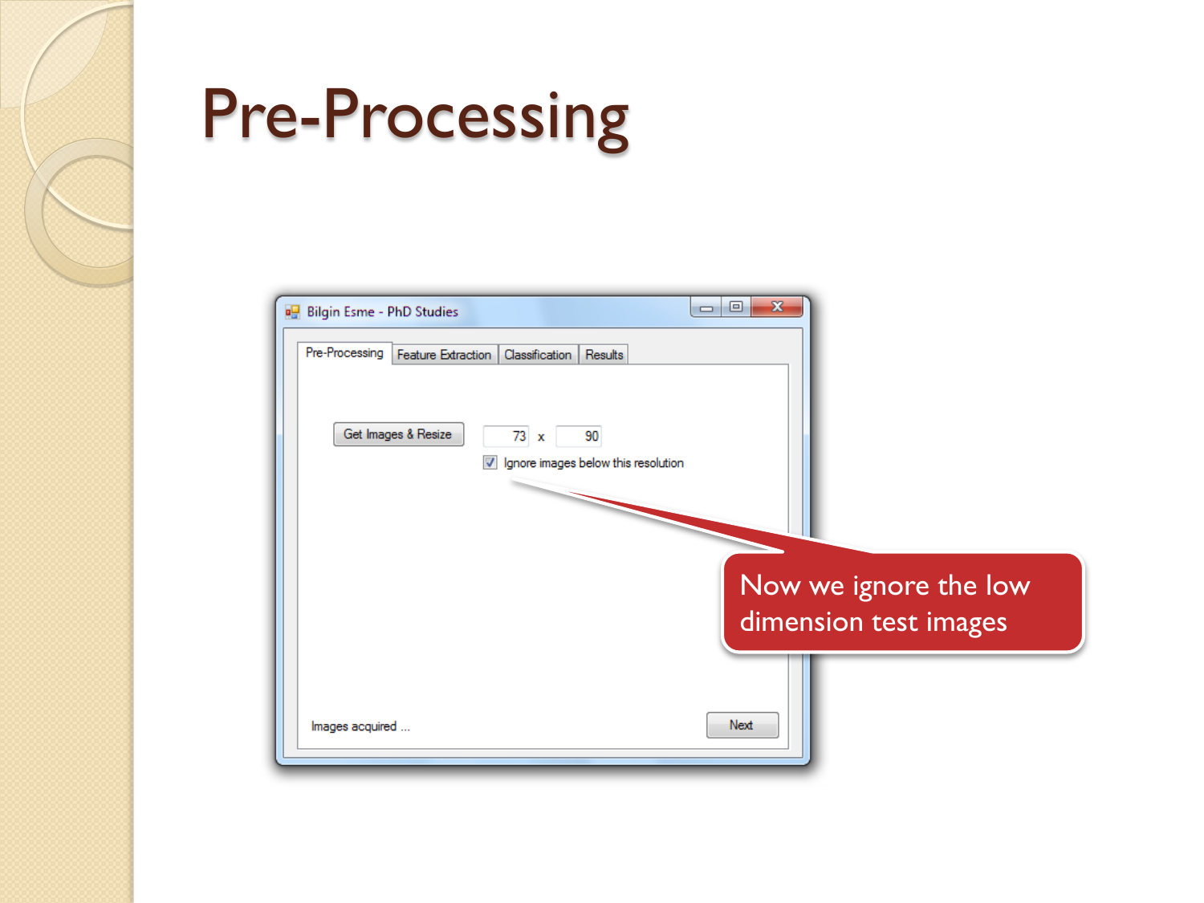# Pre-Processing

Bilgin Esme - PhD Studies

Pre-Processing | Feature Extraction | Classification | Results

Get Images & Resize

73 x 90

Ignore images below this resolution

Images acquired ...

Next

Now we ignore the low dimension test images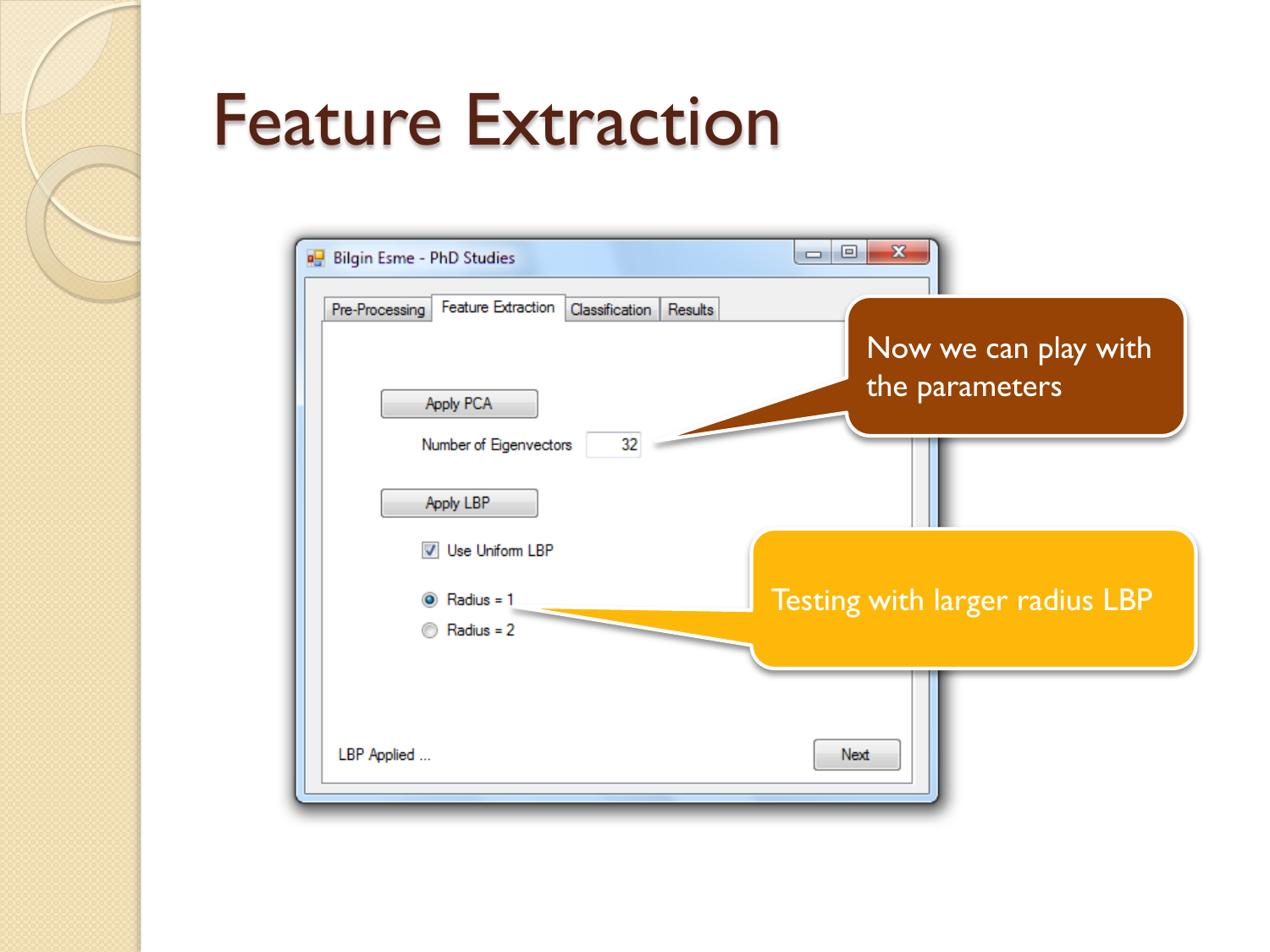# Feature Extraction

Bilgin Esme - PhD Studies

Pre-Processing | Feature Extraction | Classification | Results

Apply PCA

Number of Eigenvectors 32

Apply LBP

Use Uniform LBP

Radius = 1

Radius = 2

LBP Applied ...

Next

Now we can play with the parameters

Testing with larger radius LBP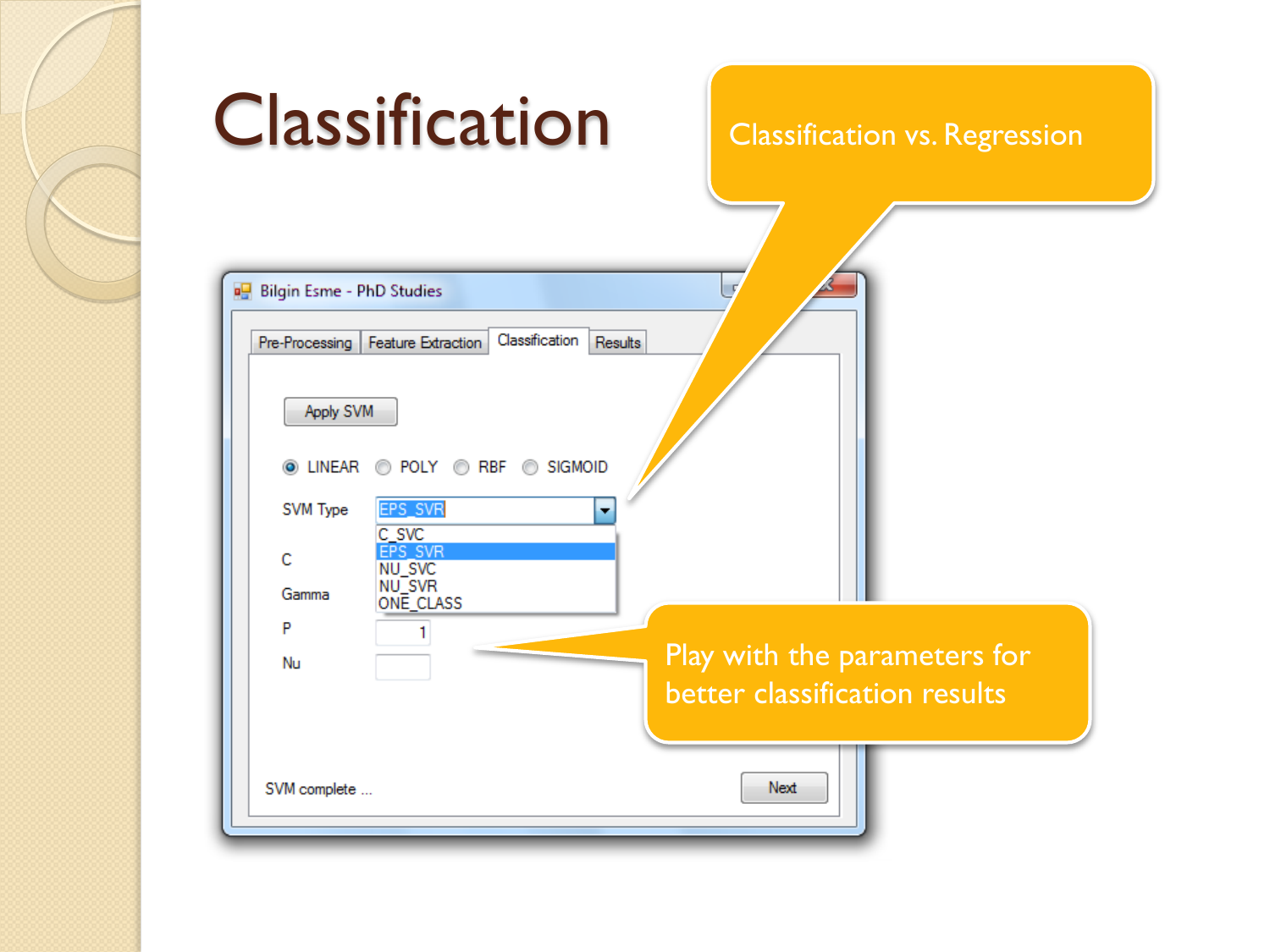# Classification

Classification vs. Regression

Bilgin Esme - PhD Studies

Pre-Processing | Feature Extraction | Classification | Results

Apply SVM

LINEAR POLY RBF SIGMOID

SVM Type EPS_SVR

- C_SVC
- EPS_SVR
- NU_SVC
- NU_SVR
- ONE_CLASS

C

Gamma

P 1

Nu

SVM complete ...

Next

Play with the parameters for better classification results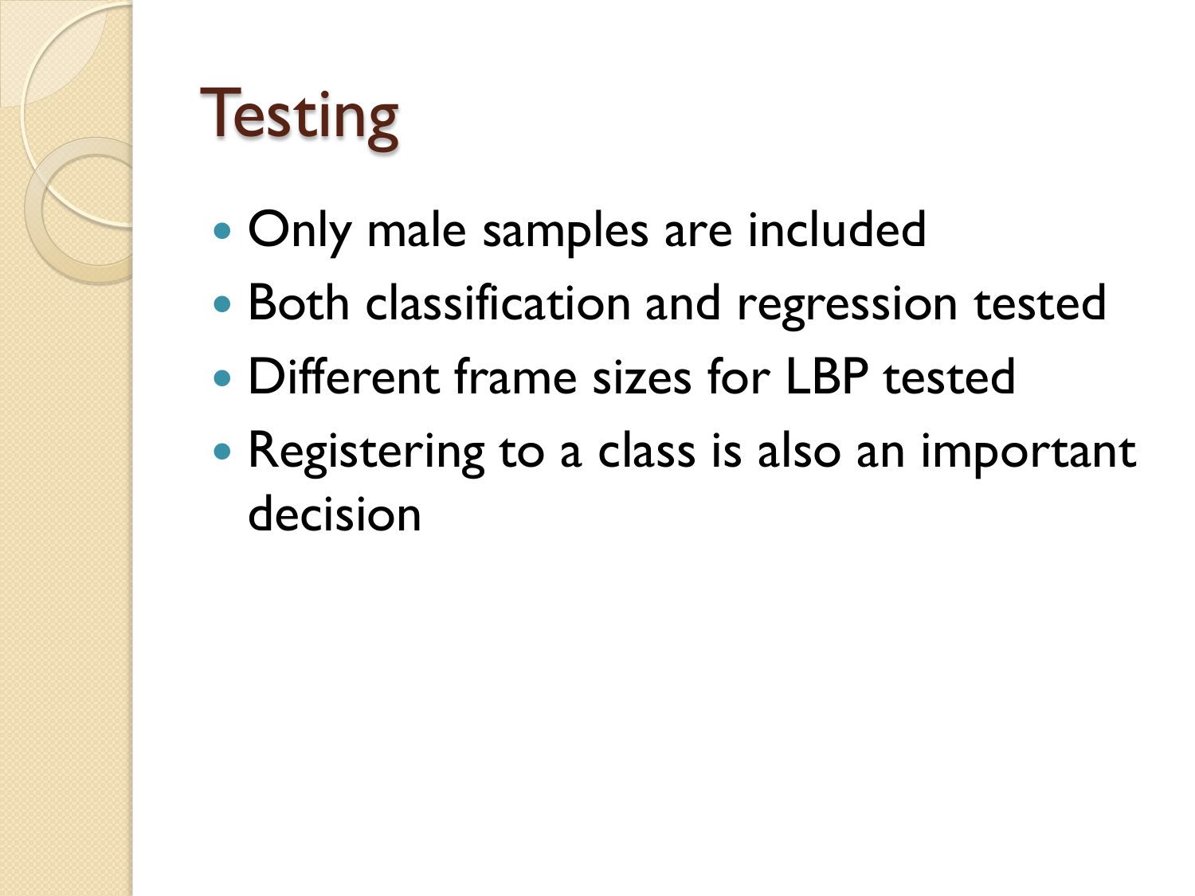# Testing

- Only male samples are included
- Both classification and regression tested
- Different frame sizes for LBP tested
- Registering to a class is also an important decision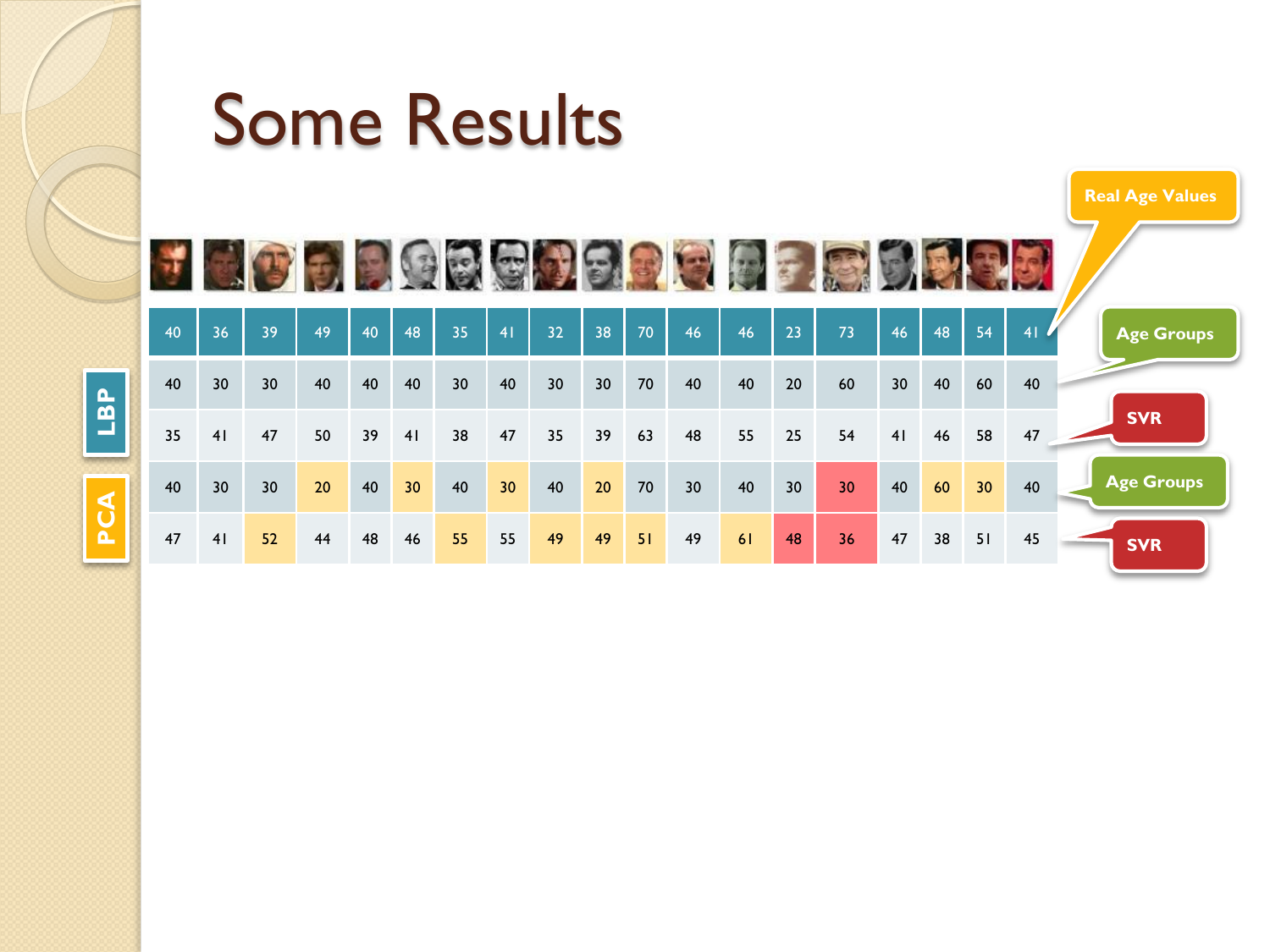# Some Results

| | | | | | | | | | | | | | | | | | | | |
|---|---|---|---|---|---|---|---|---|---|---|---|---|---|---|---|---|---|---|---|
| Real Age Values | 40 | 36 | 39 | 49 | 40 | 48 | 35 | 41 | 32 | 38 | 70 | 46 | 46 | 23 | 73 | 46 | 48 | 54 | 41 |
| LBP – Age Groups | 40 | 30 | 30 | 40 | 40 | 40 | 30 | 40 | 30 | 30 | 70 | 40 | 40 | 20 | 60 | 30 | 40 | 60 | 40 |
| LBP – SVR | 35 | 41 | 47 | 50 | 39 | 41 | 38 | 47 | 35 | 39 | 63 | 48 | 55 | 25 | 54 | 41 | 46 | 58 | 47 |
| PCA – Age Groups | 40 | 30 | 30 | 20 | 40 | 30 | 40 | 30 | 40 | 20 | 70 | 30 | 40 | 30 | 30 | 40 | 60 | 30 | 40 |
| PCA – SVR | 47 | 41 | 52 | 44 | 48 | 46 | 55 | 55 | 49 | 49 | 51 | 49 | 61 | 48 | 36 | 47 | 38 | 51 | 45 |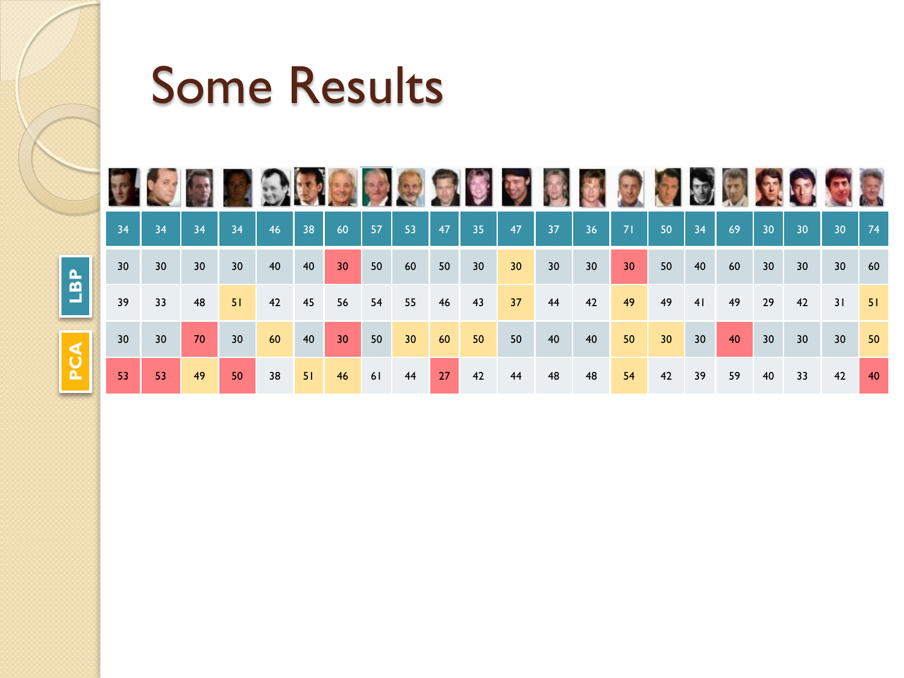# Some Results

| | | | | | | | | | | | | | | | | | | | | | | |
|---|---|---|---|---|---|---|---|---|---|---|---|---|---|---|---|---|---|---|---|---|---|---|
| | 34 | 34 | 34 | 34 | 46 | 38 | 60 | 57 | 53 | 47 | 35 | 47 | 37 | 36 | 71 | 50 | 34 | 69 | 30 | 30 | 30 | 74 |
| LBP | 30 | 30 | 30 | 30 | 40 | 40 | 30 | 50 | 60 | 50 | 30 | 30 | 30 | 30 | 30 | 50 | 40 | 60 | 30 | 30 | 30 | 60 |
| | 39 | 33 | 48 | 51 | 42 | 45 | 56 | 54 | 55 | 46 | 43 | 37 | 44 | 42 | 49 | 49 | 41 | 49 | 29 | 42 | 31 | 51 |
| PCA | 30 | 30 | 70 | 30 | 60 | 40 | 30 | 50 | 30 | 60 | 50 | 50 | 40 | 40 | 50 | 30 | 30 | 40 | 30 | 30 | 30 | 50 |
| | 53 | 53 | 49 | 50 | 38 | 51 | 46 | 61 | 44 | 27 | 42 | 44 | 48 | 48 | 54 | 42 | 39 | 59 | 40 | 33 | 42 | 40 |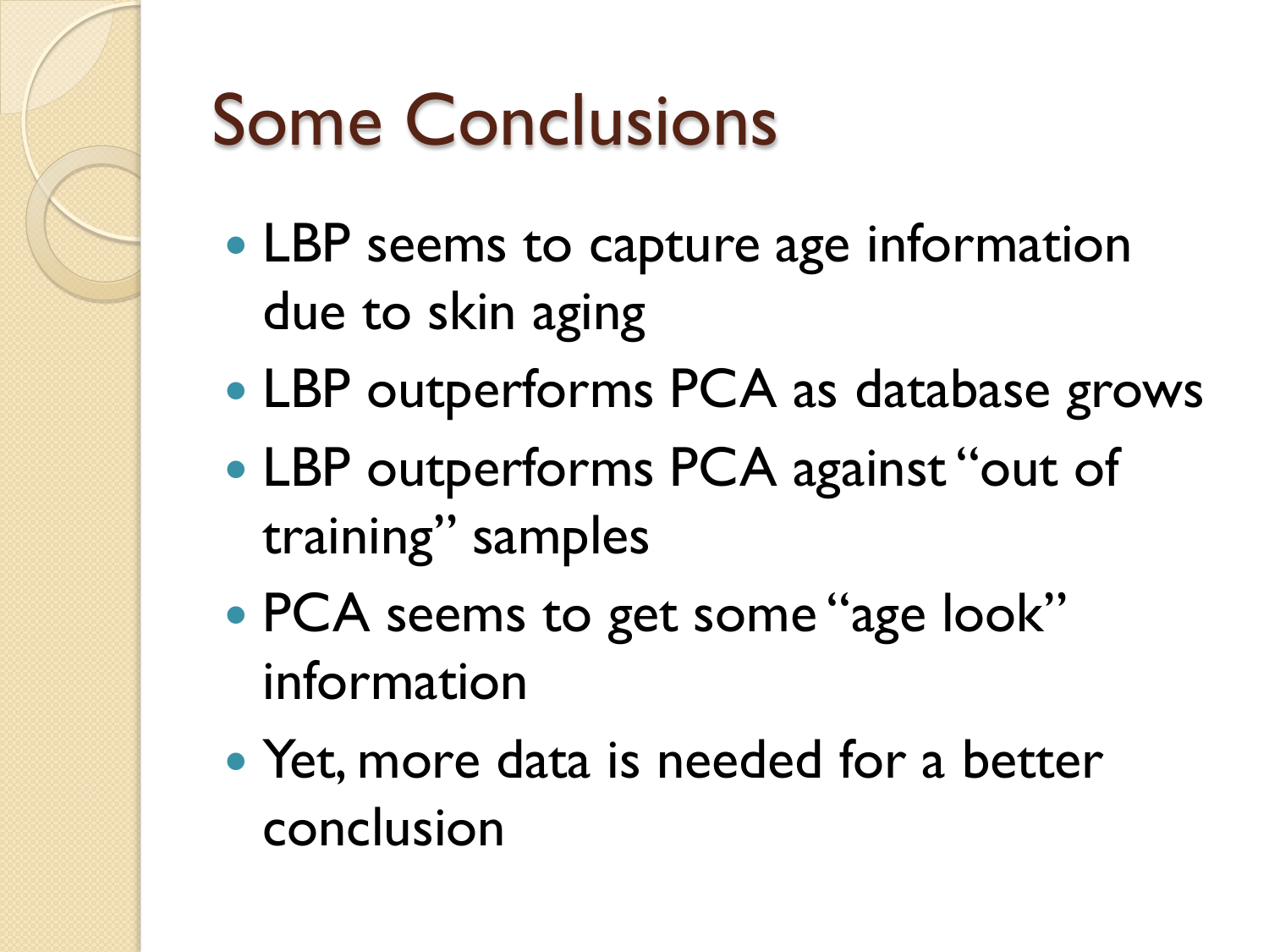# Some Conclusions

- LBP seems to capture age information due to skin aging
- LBP outperforms PCA as database grows
- LBP outperforms PCA against "out of training" samples
- PCA seems to get some "age look" information
- Yet, more data is needed for a better conclusion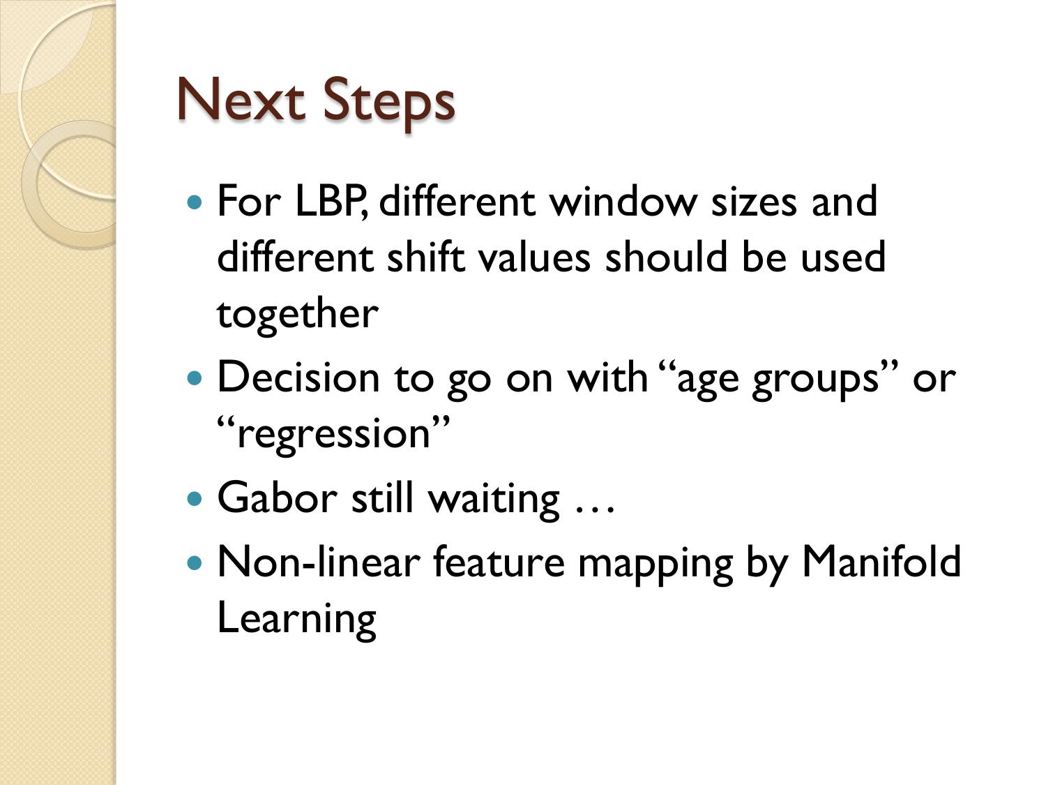# Next Steps

- For LBP, different window sizes and different shift values should be used together
- Decision to go on with “age groups” or “regression”
- Gabor still waiting …
- Non-linear feature mapping by Manifold Learning